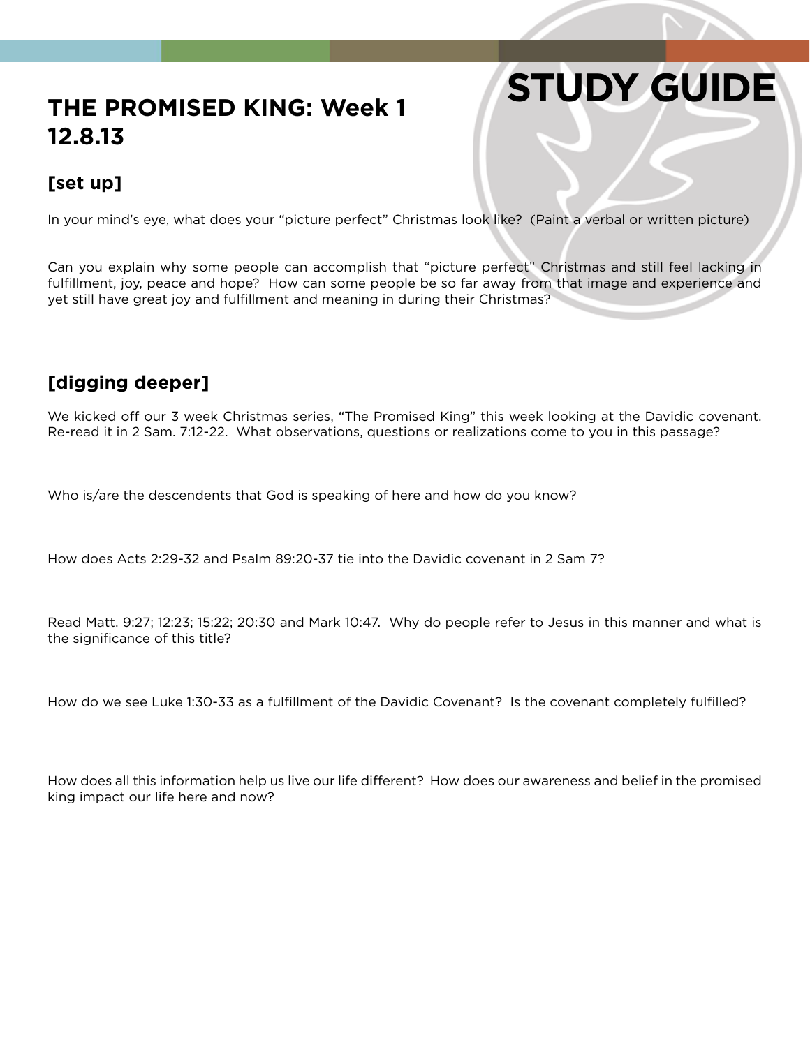# STUDY GUIDE

## THE PROMISED KING: Week 1
## 12.8.13

### [set up]

In your mind's eye, what does your "picture perfect" Christmas look like? (Paint a verbal or written picture)

Can you explain why some people can accomplish that "picture perfect" Christmas and still feel lacking in fulfillment, joy, peace and hope? How can some people be so far away from that image and experience and yet still have great joy and fulfillment and meaning in during their Christmas?

### [digging deeper]

We kicked off our 3 week Christmas series, "The Promised King" this week looking at the Davidic covenant. Re-read it in 2 Sam. 7:12-22. What observations, questions or realizations come to you in this passage?

Who is/are the descendents that God is speaking of here and how do you know?

How does Acts 2:29-32 and Psalm 89:20-37 tie into the Davidic covenant in 2 Sam 7?

Read Matt. 9:27; 12:23; 15:22; 20:30 and Mark 10:47. Why do people refer to Jesus in this manner and what is the significance of this title?

How do we see Luke 1:30-33 as a fulfillment of the Davidic Covenant? Is the covenant completely fulfilled?

How does all this information help us live our life different? How does our awareness and belief in the promised king impact our life here and now?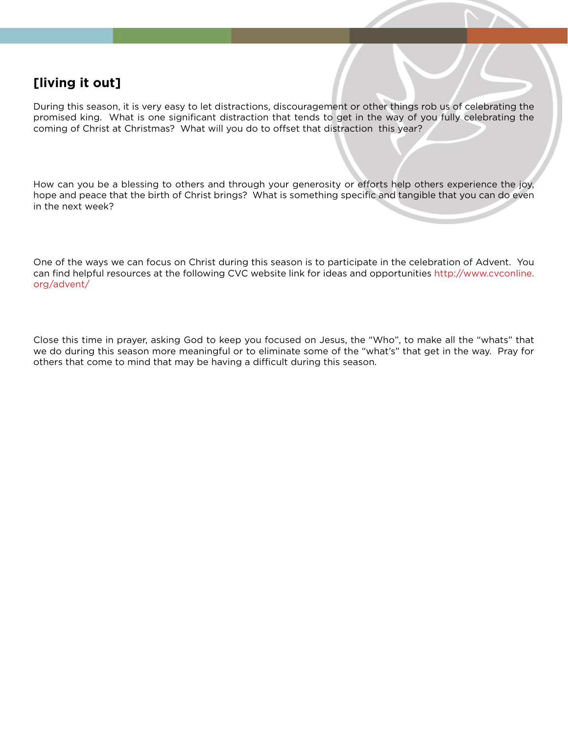## [living it out]

During this season, it is very easy to let distractions, discouragement or other things rob us of celebrating the promised king.  What is one significant distraction that tends to get in the way of you fully celebrating the coming of Christ at Christmas?  What will you do to offset that distraction  this year?

How can you be a blessing to others and through your generosity or efforts help others experience the joy, hope and peace that the birth of Christ brings?  What is something specific and tangible that you can do even in the next week?

One of the ways we can focus on Christ during this season is to participate in the celebration of Advent.  You can find helpful resources at the following CVC website link for ideas and opportunities http://www.cvconline.org/advent/

Close this time in prayer, asking God to keep you focused on Jesus, the "Who", to make all the "whats" that we do during this season more meaningful or to eliminate some of the "what's" that get in the way.  Pray for others that come to mind that may be having a difficult during this season.